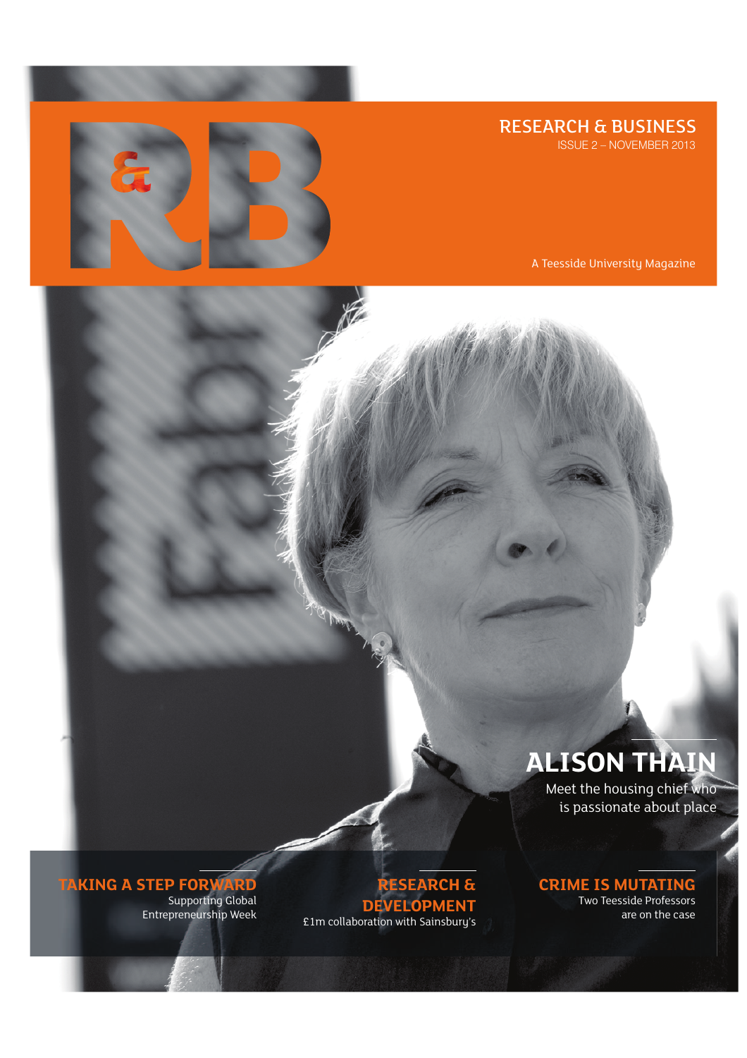# R&B

## RESEARCH & BUSINESS

ISSUE 2 – NOVEMBER 2013

A Teesside University Magazine

## ALISON THAIN

Meet the housing chief who is passionate about place

### TAKING A STEP FORWARD

Supporting Global Entrepreneurship Week

### RESEARCH & DEVELOPMENT

£1m collaboration with Sainsbury's

### CRIME IS MUTATING

Two Teesside Professors are on the case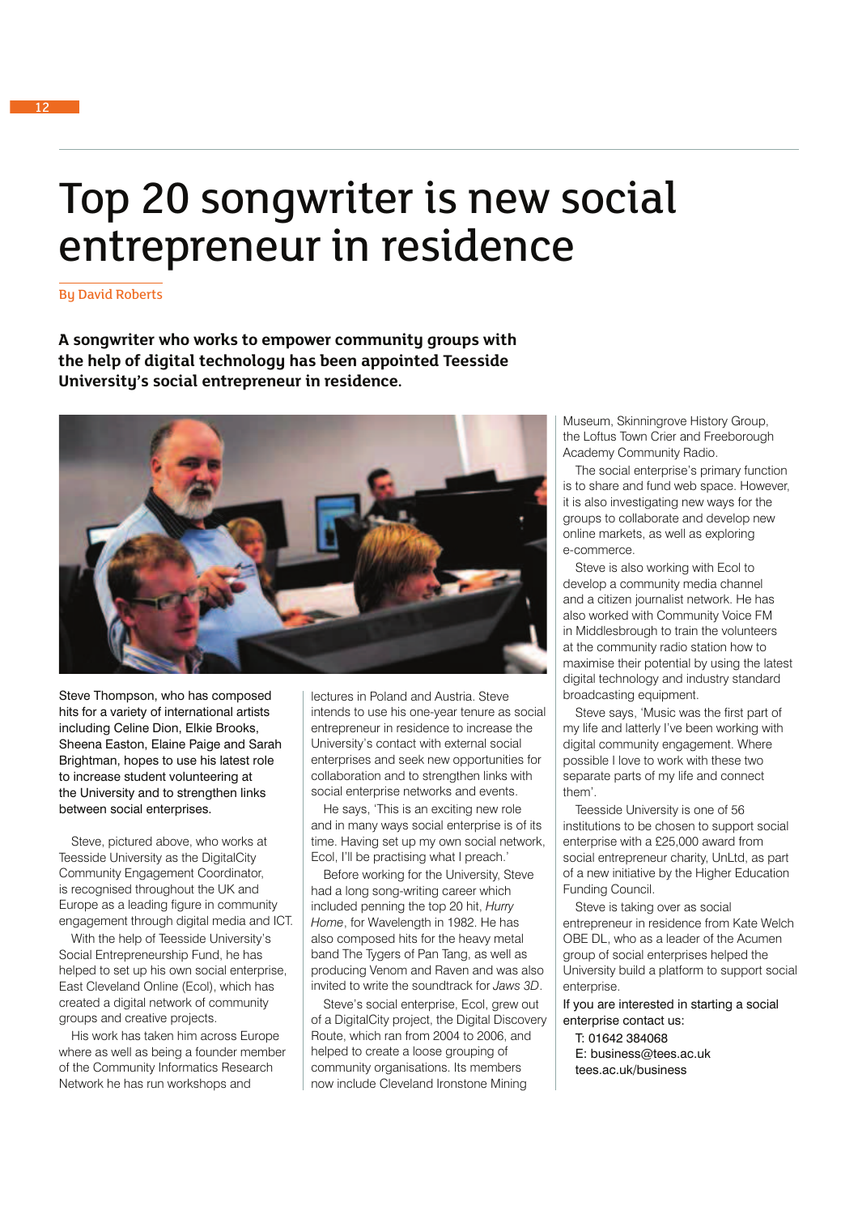# Top 20 songwriter is new social entrepreneur in residence

By David Roberts

**A songwriter who works to empower community groups with the help of digital technology has been appointed Teesside University's social entrepreneur in residence.**

Steve Thompson, who has composed hits for a variety of international artists including Celine Dion, Elkie Brooks, Sheena Easton, Elaine Paige and Sarah Brightman, hopes to use his latest role to increase student volunteering at the University and to strengthen links between social enterprises.

Steve, pictured above, who works at Teesside University as the DigitalCity Community Engagement Coordinator, is recognised throughout the UK and Europe as a leading figure in community engagement through digital media and ICT.

With the help of Teesside University's Social Entrepreneurship Fund, he has helped to set up his own social enterprise, East Cleveland Online (Ecol), which has created a digital network of community groups and creative projects.

His work has taken him across Europe where as well as being a founder member of the Community Informatics Research Network he has run workshops and lectures in Poland and Austria. Steve intends to use his one-year tenure as social entrepreneur in residence to increase the University's contact with external social enterprises and seek new opportunities for collaboration and to strengthen links with social enterprise networks and events.

He says, 'This is an exciting new role and in many ways social enterprise is of its time. Having set up my own social network, Ecol, I'll be practising what I preach.'

Before working for the University, Steve had a long song-writing career which included penning the top 20 hit, *Hurry Home*, for Wavelength in 1982. He has also composed hits for the heavy metal band The Tygers of Pan Tang, as well as producing Venom and Raven and was also invited to write the soundtrack for *Jaws 3D*.

Steve's social enterprise, Ecol, grew out of a DigitalCity project, the Digital Discovery Route, which ran from 2004 to 2006, and helped to create a loose grouping of community organisations. Its members now include Cleveland Ironstone Mining Museum, Skinningrove History Group, the Loftus Town Crier and Freeborough Academy Community Radio.

The social enterprise's primary function is to share and fund web space. However, it is also investigating new ways for the groups to collaborate and develop new online markets, as well as exploring e-commerce.

Steve is also working with Ecol to develop a community media channel and a citizen journalist network. He has also worked with Community Voice FM in Middlesbrough to train the volunteers at the community radio station how to maximise their potential by using the latest digital technology and industry standard broadcasting equipment.

Steve says, 'Music was the first part of my life and latterly I've been working with digital community engagement. Where possible I love to work with these two separate parts of my life and connect them'.

Teesside University is one of 56 institutions to be chosen to support social enterprise with a £25,000 award from social entrepreneur charity, UnLtd, as part of a new initiative by the Higher Education Funding Council.

Steve is taking over as social entrepreneur in residence from Kate Welch OBE DL, who as a leader of the Acumen group of social enterprises helped the University build a platform to support social enterprise.

If you are interested in starting a social enterprise contact us:

T: 01642 384068
E: business@tees.ac.uk
tees.ac.uk/business